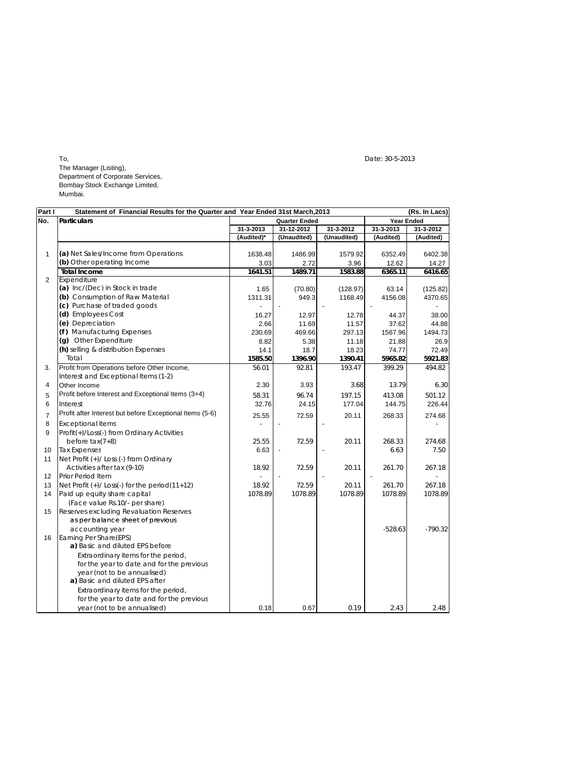To,
The Manager (Listing),
Department of Corporate Services,
Bombay Stock Exchange Limited,
Mumbai.

Date: 30-5-2013

| Part I | Statement of Financial Results for the Quarter and Year Ended 31st March,2013 | | | | | (Rs. In Lacs) |
|---|---|---|---|---|---|---|
| No. | Particulars | Quarter Ended | | | Year Ended | |
| | | 31-3-2013 | 31-12-2012 | 31-3-2012 | 31-3-2013 | 31-3-2012 |
| | | (Audited)* | (Unaudited) | (Unaudited) | (Audited) | (Audited) |
| 1 | **(a)** Net Sales/Income from Operations | 1638.48 | 1486.99 | 1579.92 | 6352.49 | 6402.38 |
| | **(b)** Other operating Income | 3.03 | 2.72 | 3.96 | 12.62 | 14.27 |
| | **Total Income** | **1641.51** | **1489.71** | **1583.88** | **6365.11** | **6416.65** |
| 2 | Expenditure | | | | | |
| | **(a)** Inc/(Dec) in Stock in trade | 1.65 | (70.80) | (128.97) | 63.14 | (125.82) |
| | **(b)** Consumption of Raw Material | 1311.31 | 949.3 | 1168.49 | 4156.08 | 4370.65 |
| | **(c)** Purchase of traded goods | - | - | - | - | - |
| | **(d)** Employees Cost | 16.27 | 12.97 | 12.78 | 44.37 | 38.00 |
| | **(e)** Depreciation | 2.66 | 11.69 | 11.57 | 37.62 | 44.88 |
| | **(f)** Manufacturing Expenses | 230.69 | 469.66 | 297.13 | 1567.96 | 1494.73 |
| | **(g)** Other Expenditure | 8.82 | 5.38 | 11.18 | 21.88 | 26.9 |
| | **(h)** selling & distribution Expenses | 14.1 | 18.7 | 18.23 | 74.77 | 72.49 |
| | Total | **1585.50** | **1396.90** | **1390.41** | **5965.82** | **5921.83** |
| 3. | Profit from Operations before Other Income, Interest and Exceptional Items (1-2) | 56.01 | 92.81 | 193.47 | 399.29 | 494.82 |
| 4 | Other Income | 2.30 | 3.93 | 3.68 | 13.79 | 6.30 |
| 5 | Profit before Interest and Exceptional Items (3+4) | 58.31 | 96.74 | 197.15 | 413.08 | 501.12 |
| 6 | Interest | 32.76 | 24.15 | 177.04 | 144.75 | 226.44 |
| 7 | Profit after Interest but before Exceptional Items (5-6) | 25.55 | 72.59 | 20.11 | 268.33 | 274.68 |
| 8 | Exceptional items | - | - | - | | - |
| 9 | Profit(+)/Loss(-) from Ordinary Activities before tax(7+8) | 25.55 | 72.59 | 20.11 | 268.33 | 274.68 |
| 10 | Tax Expenses | 6.63 | - | - | 6.63 | 7.50 |
| 11 | Net Profit (+)/ Loss (-) from Ordinary Activities after tax (9-10) | 18.92 | 72.59 | 20.11 | 261.70 | 267.18 |
| 12 | Prior Period Item | - | - | - | - | - |
| 13 | Net Profit (+)/ Loss(-) for the period(11+12) | 18.92 | 72.59 | 20.11 | 261.70 | 267.18 |
| 14 | Paid up equity share capital (Face value Rs.10/- per share) | 1078.89 | 1078.89 | 1078.89 | 1078.89 | 1078.89 |
| 15 | Reserves excluding Revaluation Reserves as per balance sheet of previous accounting year | | | | -528.63 | -790.32 |
| 16 | Earning Per Share(EPS) | | | | | |
| | **a)** Basic and diluted EPS before Extraordinary items for the period, for the year to date and for the previous year (not to be annualised) | | | | | |
| | **a)** Basic and diluted EPS after Extraordinary items for the period, for the year to date and for the previous year (not to be annualised) | 0.18 | 0.67 | 0.19 | 2.43 | 2.48 |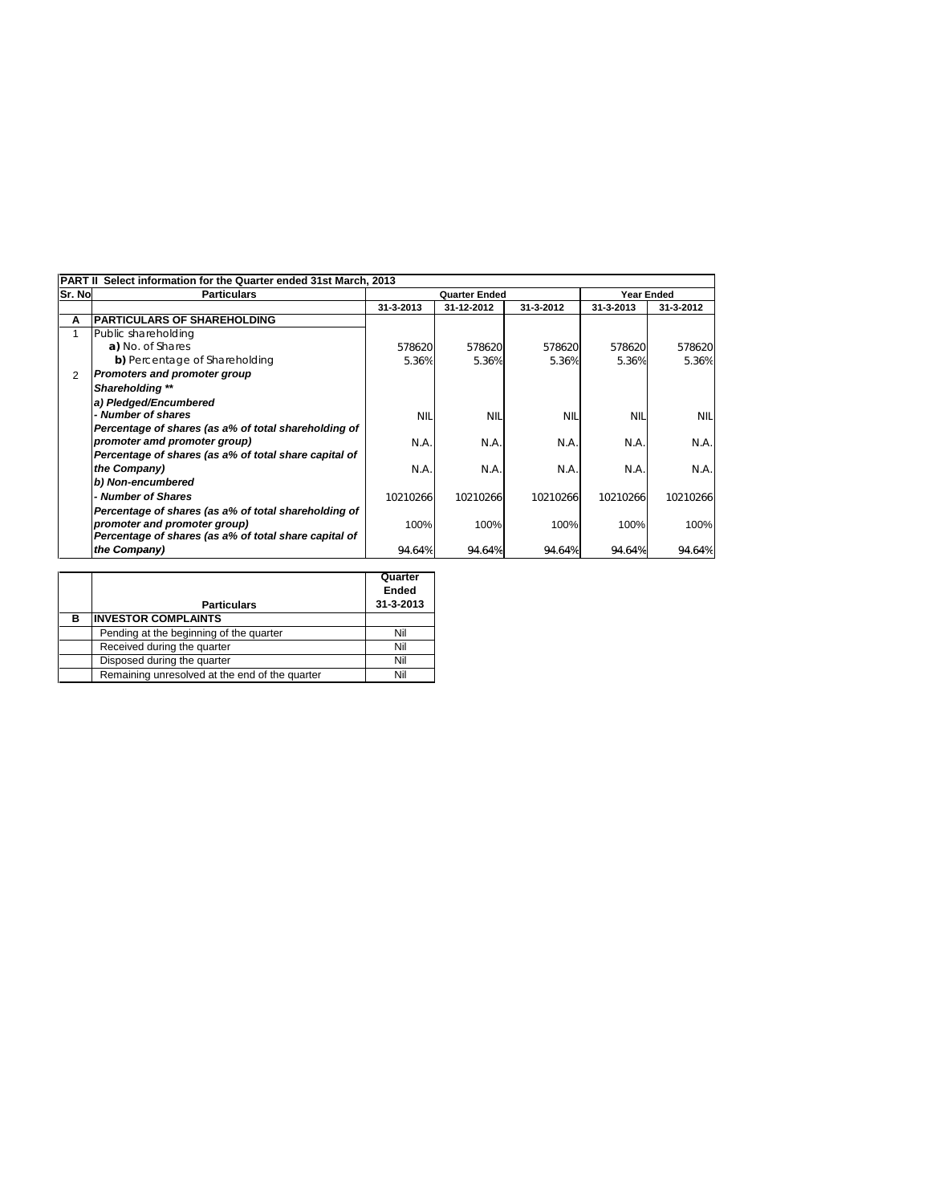| PART II Select information for the Quarter ended 31st March, 2013 | | | | | | |
|---|---|---|---|---|---|---|
| Sr. No | Particulars | Quarter Ended | | | Year Ended | |
| | | 31-3-2013 | 31-12-2012 | 31-3-2012 | 31-3-2013 | 31-3-2012 |
| A | **PARTICULARS OF SHAREHOLDING** | | | | | |
| 1 | Public shareholding | | | | | |
| | **a)** No. of Shares | 578620 | 578620 | 578620 | 578620 | 578620 |
| | **b)** Percentage of Shareholding | 5.36% | 5.36% | 5.36% | 5.36% | 5.36% |
| 2 | ***Promoters and promoter group Shareholding \*\**** | | | | | |
| | ***a) Pledged/Encumbered*** | | | | | |
| | ***- Number of shares*** | NIL | NIL | NIL | NIL | NIL |
| | ***Percentage of shares (as a% of total shareholding of promoter amd promoter group)*** | N.A. | N.A. | N.A. | N.A. | N.A. |
| | ***Percentage of shares (as a% of total share capital of the Company)*** | N.A. | N.A. | N.A. | N.A. | N.A. |
| | ***b) Non-encumbered*** | | | | | |
| | ***- Number of Shares*** | 10210266 | 10210266 | 10210266 | 10210266 | 10210266 |
| | ***Percentage of shares (as a% of total shareholding of promoter and promoter group)*** | 100% | 100% | 100% | 100% | 100% |
| | ***Percentage of shares (as a% of total share capital of the Company)*** | 94.64% | 94.64% | 94.64% | 94.64% | 94.64% |

| | Particulars | Quarter Ended 31-3-2013 |
|---|---|---|
| B | **INVESTOR COMPLAINTS** | |
| | Pending at the beginning of the quarter | Nil |
| | Received during the quarter | Nil |
| | Disposed during the quarter | Nil |
| | Remaining unresolved at the end of the quarter | Nil |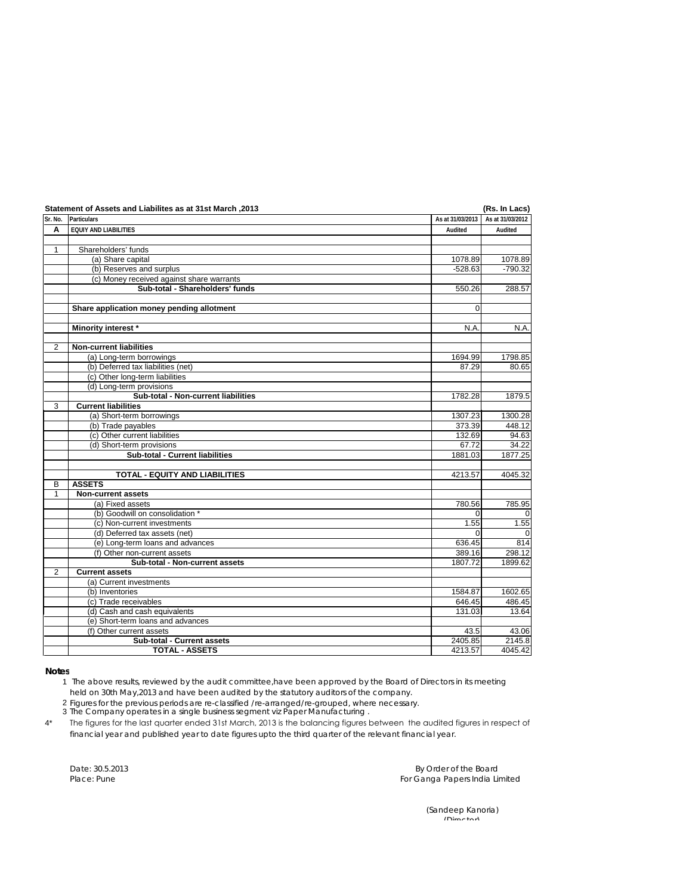**Statement of Assets and Liabilites as at 31st March ,2013** **(Rs. In Lacs)**

| Sr. No. | Particulars | As at 31/03/2013 | As at 31/03/2012 |
|---|---|---|---|
| **A** | **EQUIY AND LIABILITIES** | **Audited** | **Audited** |
| | | | |
| 1 | Shareholders' funds | | |
| | (a) Share capital | 1078.89 | 1078.89 |
| | (b) Reserves and surplus | -528.63 | -790.32 |
| | (c) Money received against share warrants | | |
| | **Sub-total - Shareholders' funds** | 550.26 | 288.57 |
| | | | |
| | **Share application money pending allotment** | 0 | |
| | | | |
| | **Minority interest *** | N.A. | N.A. |
| | | | |
| 2 | **Non-current liabilities** | | |
| | (a) Long-term borrowings | 1694.99 | 1798.85 |
| | (b) Deferred tax liabilities (net) | 87.29 | 80.65 |
| | (c) Other long-term liabilities | | |
| | (d) Long-term provisions | | |
| | **Sub-total - Non-current liabilities** | 1782.28 | 1879.5 |
| 3 | **Current liabilities** | | |
| | (a) Short-term borrowings | 1307.23 | 1300.28 |
| | (b) Trade payables | 373.39 | 448.12 |
| | (c) Other current liabilities | 132.69 | 94.63 |
| | (d) Short-term provisions | 67.72 | 34.22 |
| | **Sub-total - Current liabilities** | 1881.03 | 1877.25 |
| | | | |
| | **TOTAL - EQUITY AND LIABILITIES** | 4213.57 | 4045.32 |
| B | **ASSETS** | | |
| 1 | **Non-current assets** | | |
| | (a) Fixed assets | 780.56 | 785.95 |
| | (b) Goodwill on consolidation * | 0 | 0 |
| | (c) Non-current investments | 1.55 | 1.55 |
| | (d) Deferred tax assets (net) | 0 | 0 |
| | (e) Long-term loans and advances | 636.45 | 814 |
| | (f) Other non-current assets | 389.16 | 298.12 |
| | **Sub-total - Non-current assets** | 1807.72 | 1899.62 |
| 2 | **Current assets** | | |
| | (a) Current investments | | |
| | (b) Inventories | 1584.87 | 1602.65 |
| | (c) Trade receivables | 646.45 | 486.45 |
| | (d) Cash and cash equivalents | 131.03 | 13.64 |
| | (e) Short-term loans and advances | | |
| | (f) Other current assets | 43.5 | 43.06 |
| | **Sub-total - Current assets** | 2405.85 | 2145.8 |
| | **TOTAL - ASSETS** | 4213.57 | 4045.42 |

**Notes**

1 The above results, reviewed by the audit committee,have been approved by the Board of Directors in its meeting held on 30th May,2013 and have been audited by the statutory auditors of the company.

2 Figures for the previous periods are re-classified /re-arranged/re-grouped, where necessary.

3 The Company operates in a single business segment viz Paper Manufacturing .

4* The figures for the last quarter ended 31st March, 2013 is the balancing figures between the audited figures in respect of financial year and published year to date figures upto the third quarter of the relevant financial year.

Date: 30.5.2013
Place: Pune

By Order of the Board
For Ganga Papers India Limited

(Sandeep Kanoria)
(Director)